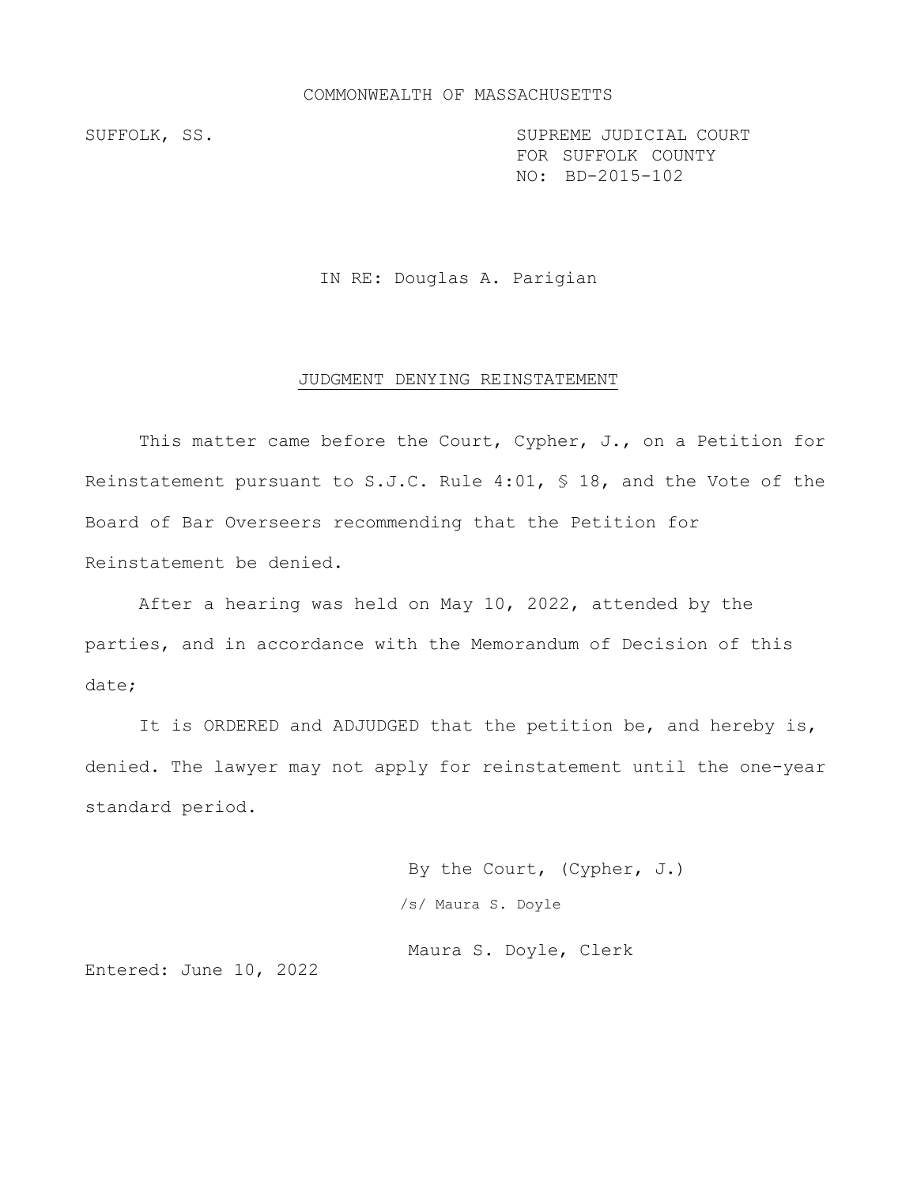COMMONWEALTH OF MASSACHUSETTS

SUFFOLK, SS.

SUPREME JUDICIAL COURT
FOR SUFFOLK COUNTY
NO: BD-2015-102

IN RE: Douglas A. Parigian

## JUDGMENT DENYING REINSTATEMENT

This matter came before the Court, Cypher, J., on a Petition for Reinstatement pursuant to S.J.C. Rule 4:01, § 18, and the Vote of the Board of Bar Overseers recommending that the Petition for Reinstatement be denied.

After a hearing was held on May 10, 2022, attended by the parties, and in accordance with the Memorandum of Decision of this date;

It is ORDERED and ADJUDGED that the petition be, and hereby is, denied. The lawyer may not apply for reinstatement until the one-year standard period.

By the Court, (Cypher, J.)

/s/ Maura S. Doyle

Maura S. Doyle, Clerk

Entered: June 10, 2022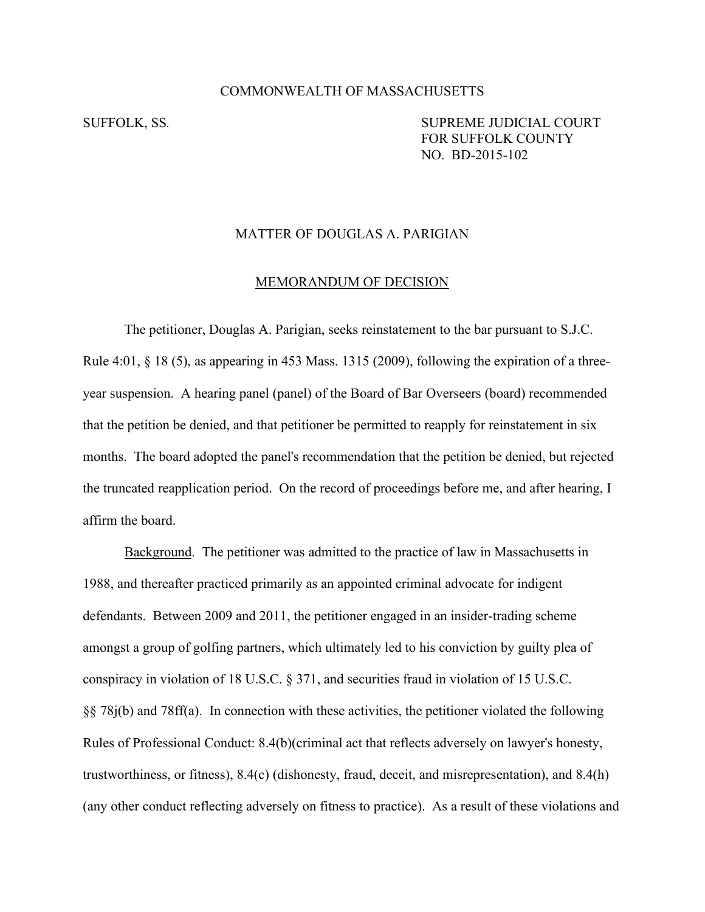COMMONWEALTH OF MASSACHUSETTS

SUFFOLK, SS.

SUPREME JUDICIAL COURT
FOR SUFFOLK COUNTY
NO. BD-2015-102

MATTER OF DOUGLAS A. PARIGIAN

MEMORANDUM OF DECISION

The petitioner, Douglas A. Parigian, seeks reinstatement to the bar pursuant to S.J.C. Rule 4:01, § 18 (5), as appearing in 453 Mass. 1315 (2009), following the expiration of a three-year suspension. A hearing panel (panel) of the Board of Bar Overseers (board) recommended that the petition be denied, and that petitioner be permitted to reapply for reinstatement in six months. The board adopted the panel's recommendation that the petition be denied, but rejected the truncated reapplication period. On the record of proceedings before me, and after hearing, I affirm the board.

Background. The petitioner was admitted to the practice of law in Massachusetts in 1988, and thereafter practiced primarily as an appointed criminal advocate for indigent defendants. Between 2009 and 2011, the petitioner engaged in an insider-trading scheme amongst a group of golfing partners, which ultimately led to his conviction by guilty plea of conspiracy in violation of 18 U.S.C. § 371, and securities fraud in violation of 15 U.S.C. §§ 78j(b) and 78ff(a). In connection with these activities, the petitioner violated the following Rules of Professional Conduct: 8.4(b)(criminal act that reflects adversely on lawyer's honesty, trustworthiness, or fitness), 8.4(c) (dishonesty, fraud, deceit, and misrepresentation), and 8.4(h) (any other conduct reflecting adversely on fitness to practice). As a result of these violations and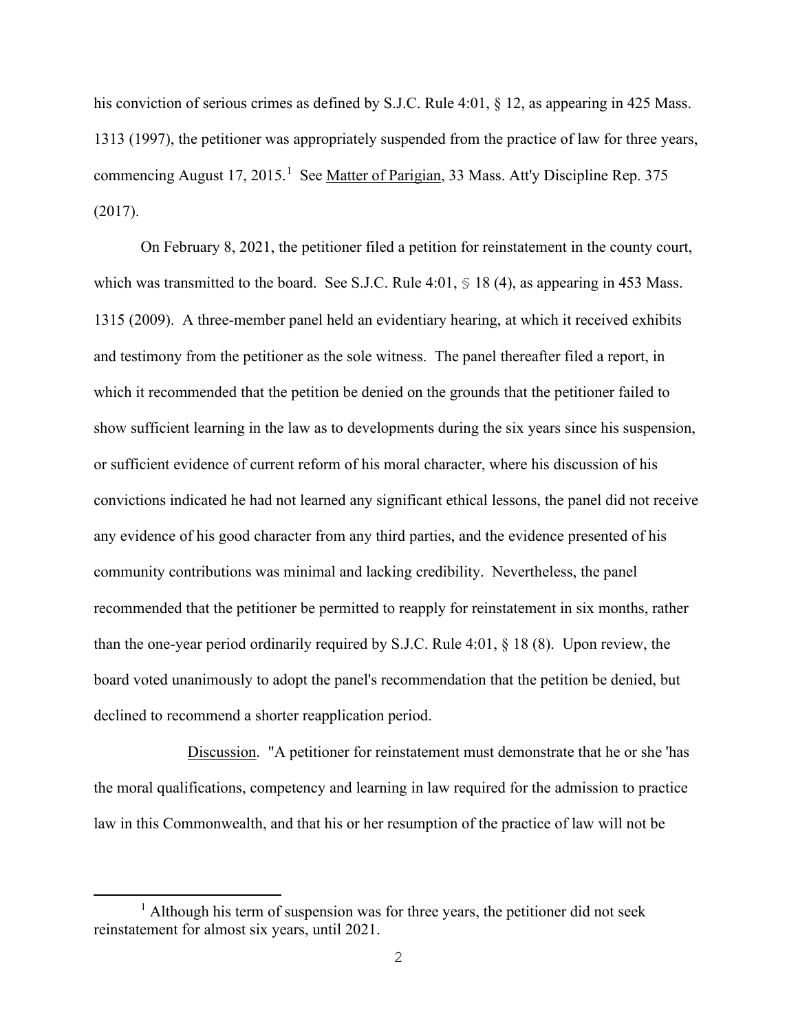his conviction of serious crimes as defined by S.J.C. Rule 4:01, § 12, as appearing in 425 Mass. 1313 (1997), the petitioner was appropriately suspended from the practice of law for three years, commencing August 17, 2015.[1] See Matter of Parigian, 33 Mass. Att'y Discipline Rep. 375 (2017).

On February 8, 2021, the petitioner filed a petition for reinstatement in the county court, which was transmitted to the board. See S.J.C. Rule 4:01, § 18 (4), as appearing in 453 Mass. 1315 (2009). A three-member panel held an evidentiary hearing, at which it received exhibits and testimony from the petitioner as the sole witness. The panel thereafter filed a report, in which it recommended that the petition be denied on the grounds that the petitioner failed to show sufficient learning in the law as to developments during the six years since his suspension, or sufficient evidence of current reform of his moral character, where his discussion of his convictions indicated he had not learned any significant ethical lessons, the panel did not receive any evidence of his good character from any third parties, and the evidence presented of his community contributions was minimal and lacking credibility. Nevertheless, the panel recommended that the petitioner be permitted to reapply for reinstatement in six months, rather than the one-year period ordinarily required by S.J.C. Rule 4:01, § 18 (8). Upon review, the board voted unanimously to adopt the panel's recommendation that the petition be denied, but declined to recommend a shorter reapplication period.

Discussion. "A petitioner for reinstatement must demonstrate that he or she 'has the moral qualifications, competency and learning in law required for the admission to practice law in this Commonwealth, and that his or her resumption of the practice of law will not be

---

[1] Although his term of suspension was for three years, the petitioner did not seek reinstatement for almost six years, until 2021.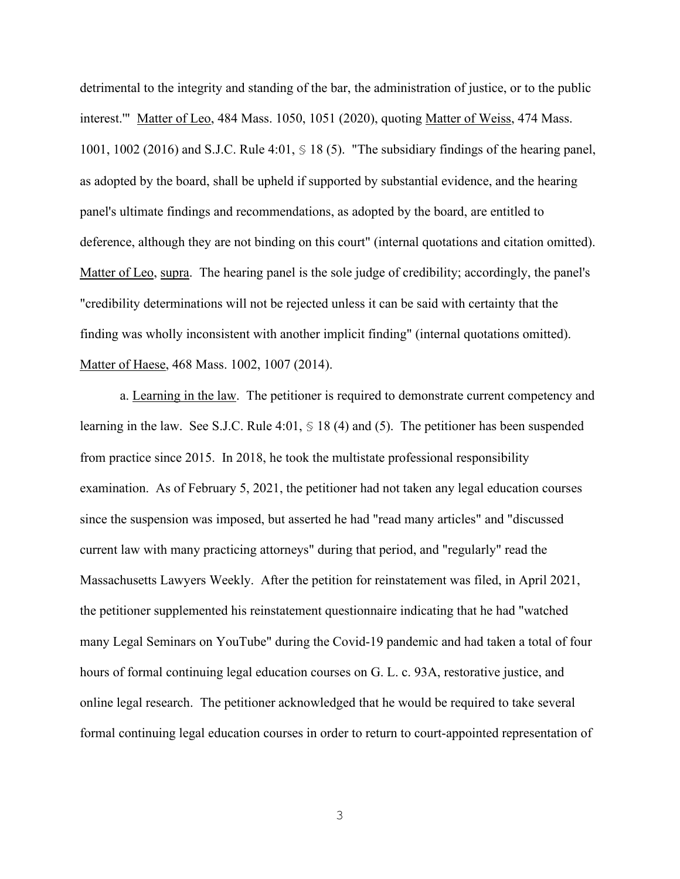detrimental to the integrity and standing of the bar, the administration of justice, or to the public interest.'" Matter of Leo, 484 Mass. 1050, 1051 (2020), quoting Matter of Weiss, 474 Mass. 1001, 1002 (2016) and S.J.C. Rule 4:01, § 18 (5). "The subsidiary findings of the hearing panel, as adopted by the board, shall be upheld if supported by substantial evidence, and the hearing panel's ultimate findings and recommendations, as adopted by the board, are entitled to deference, although they are not binding on this court" (internal quotations and citation omitted). Matter of Leo, supra. The hearing panel is the sole judge of credibility; accordingly, the panel's "credibility determinations will not be rejected unless it can be said with certainty that the finding was wholly inconsistent with another implicit finding" (internal quotations omitted). Matter of Haese, 468 Mass. 1002, 1007 (2014).

a. Learning in the law. The petitioner is required to demonstrate current competency and learning in the law. See S.J.C. Rule 4:01, § 18 (4) and (5). The petitioner has been suspended from practice since 2015. In 2018, he took the multistate professional responsibility examination. As of February 5, 2021, the petitioner had not taken any legal education courses since the suspension was imposed, but asserted he had "read many articles" and "discussed current law with many practicing attorneys" during that period, and "regularly" read the Massachusetts Lawyers Weekly. After the petition for reinstatement was filed, in April 2021, the petitioner supplemented his reinstatement questionnaire indicating that he had "watched many Legal Seminars on YouTube" during the Covid-19 pandemic and had taken a total of four hours of formal continuing legal education courses on G. L. c. 93A, restorative justice, and online legal research. The petitioner acknowledged that he would be required to take several formal continuing legal education courses in order to return to court-appointed representation of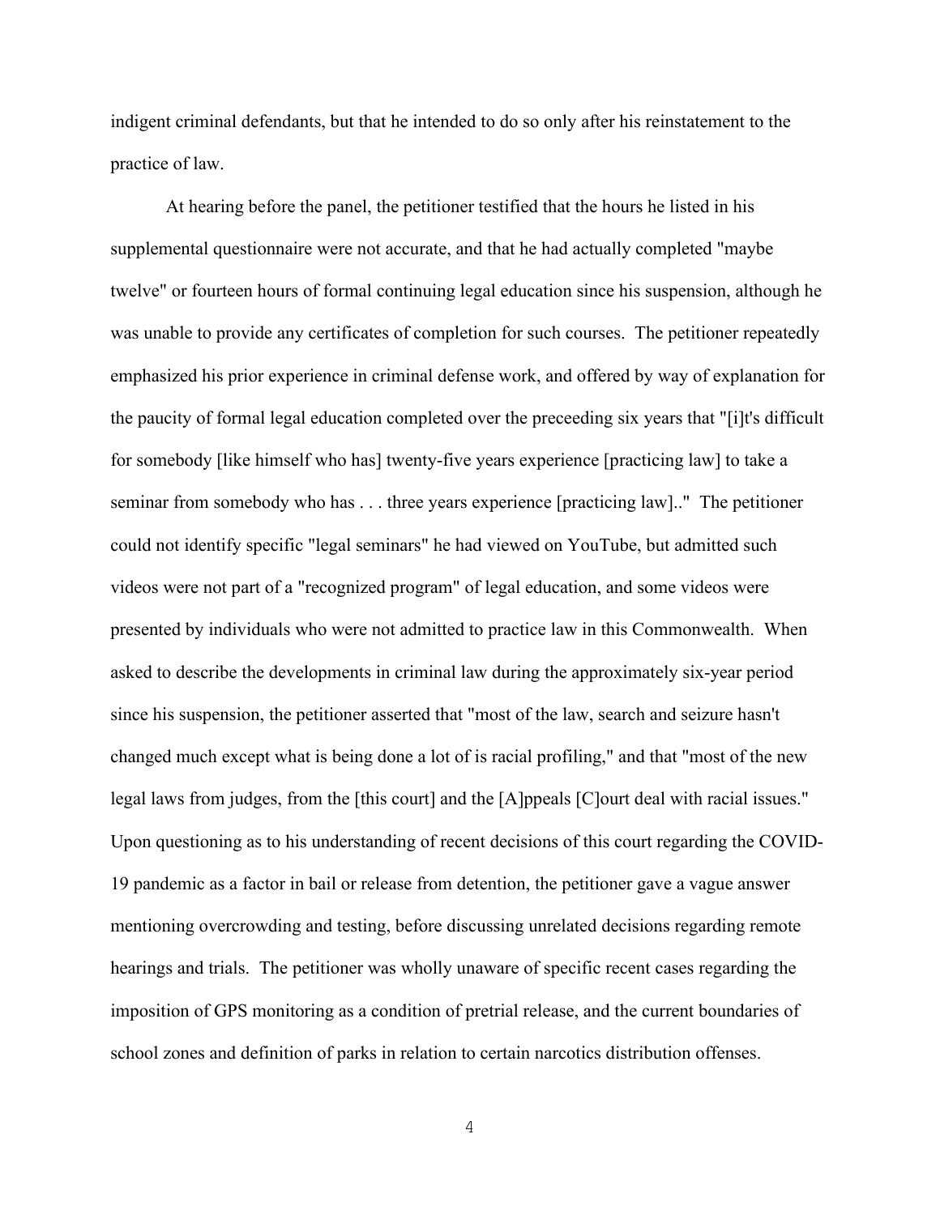indigent criminal defendants, but that he intended to do so only after his reinstatement to the practice of law.

At hearing before the panel, the petitioner testified that the hours he listed in his supplemental questionnaire were not accurate, and that he had actually completed "maybe twelve" or fourteen hours of formal continuing legal education since his suspension, although he was unable to provide any certificates of completion for such courses. The petitioner repeatedly emphasized his prior experience in criminal defense work, and offered by way of explanation for the paucity of formal legal education completed over the preceeding six years that "[i]t's difficult for somebody [like himself who has] twenty-five years experience [practicing law] to take a seminar from somebody who has . . . three years experience [practicing law].." The petitioner could not identify specific "legal seminars" he had viewed on YouTube, but admitted such videos were not part of a "recognized program" of legal education, and some videos were presented by individuals who were not admitted to practice law in this Commonwealth. When asked to describe the developments in criminal law during the approximately six-year period since his suspension, the petitioner asserted that "most of the law, search and seizure hasn't changed much except what is being done a lot of is racial profiling," and that "most of the new legal laws from judges, from the [this court] and the [A]ppeals [C]ourt deal with racial issues." Upon questioning as to his understanding of recent decisions of this court regarding the COVID-19 pandemic as a factor in bail or release from detention, the petitioner gave a vague answer mentioning overcrowding and testing, before discussing unrelated decisions regarding remote hearings and trials. The petitioner was wholly unaware of specific recent cases regarding the imposition of GPS monitoring as a condition of pretrial release, and the current boundaries of school zones and definition of parks in relation to certain narcotics distribution offenses.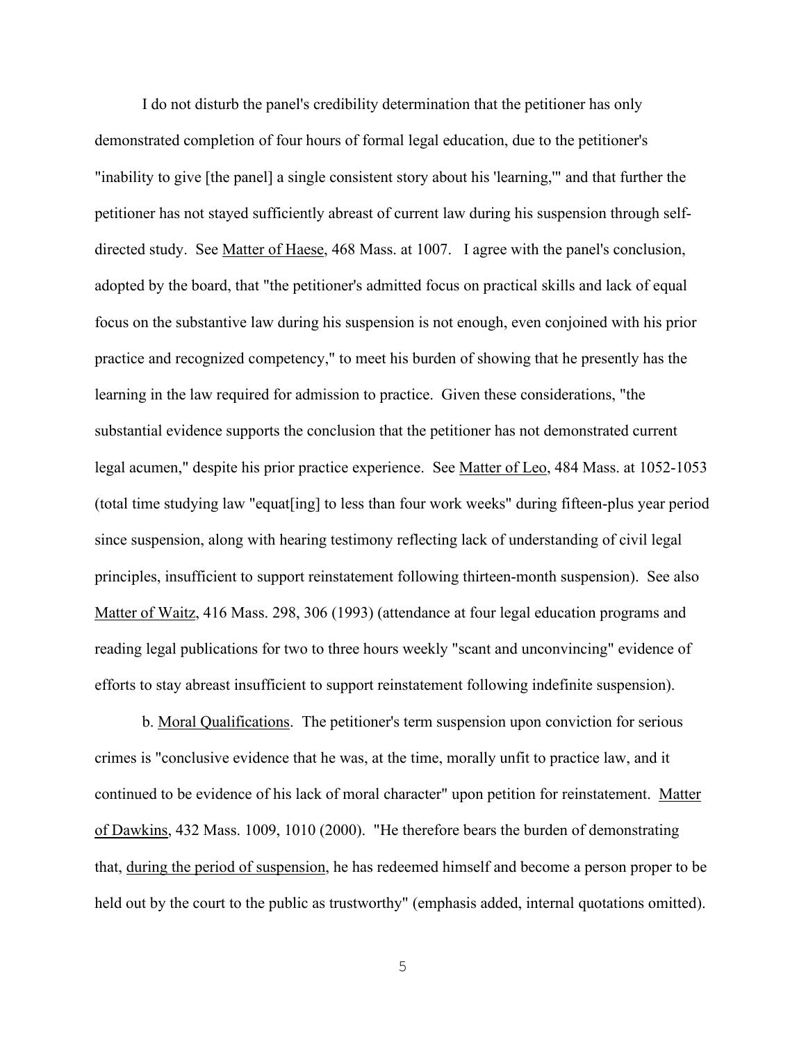I do not disturb the panel's credibility determination that the petitioner has only demonstrated completion of four hours of formal legal education, due to the petitioner's "inability to give [the panel] a single consistent story about his 'learning,'" and that further the petitioner has not stayed sufficiently abreast of current law during his suspension through self-directed study. See Matter of Haese, 468 Mass. at 1007. I agree with the panel's conclusion, adopted by the board, that "the petitioner's admitted focus on practical skills and lack of equal focus on the substantive law during his suspension is not enough, even conjoined with his prior practice and recognized competency," to meet his burden of showing that he presently has the learning in the law required for admission to practice. Given these considerations, "the substantial evidence supports the conclusion that the petitioner has not demonstrated current legal acumen," despite his prior practice experience. See Matter of Leo, 484 Mass. at 1052-1053 (total time studying law "equat[ing] to less than four work weeks" during fifteen-plus year period since suspension, along with hearing testimony reflecting lack of understanding of civil legal principles, insufficient to support reinstatement following thirteen-month suspension). See also Matter of Waitz, 416 Mass. 298, 306 (1993) (attendance at four legal education programs and reading legal publications for two to three hours weekly "scant and unconvincing" evidence of efforts to stay abreast insufficient to support reinstatement following indefinite suspension).

b. Moral Qualifications. The petitioner's term suspension upon conviction for serious crimes is "conclusive evidence that he was, at the time, morally unfit to practice law, and it continued to be evidence of his lack of moral character" upon petition for reinstatement. Matter of Dawkins, 432 Mass. 1009, 1010 (2000). "He therefore bears the burden of demonstrating that, during the period of suspension, he has redeemed himself and become a person proper to be held out by the court to the public as trustworthy" (emphasis added, internal quotations omitted).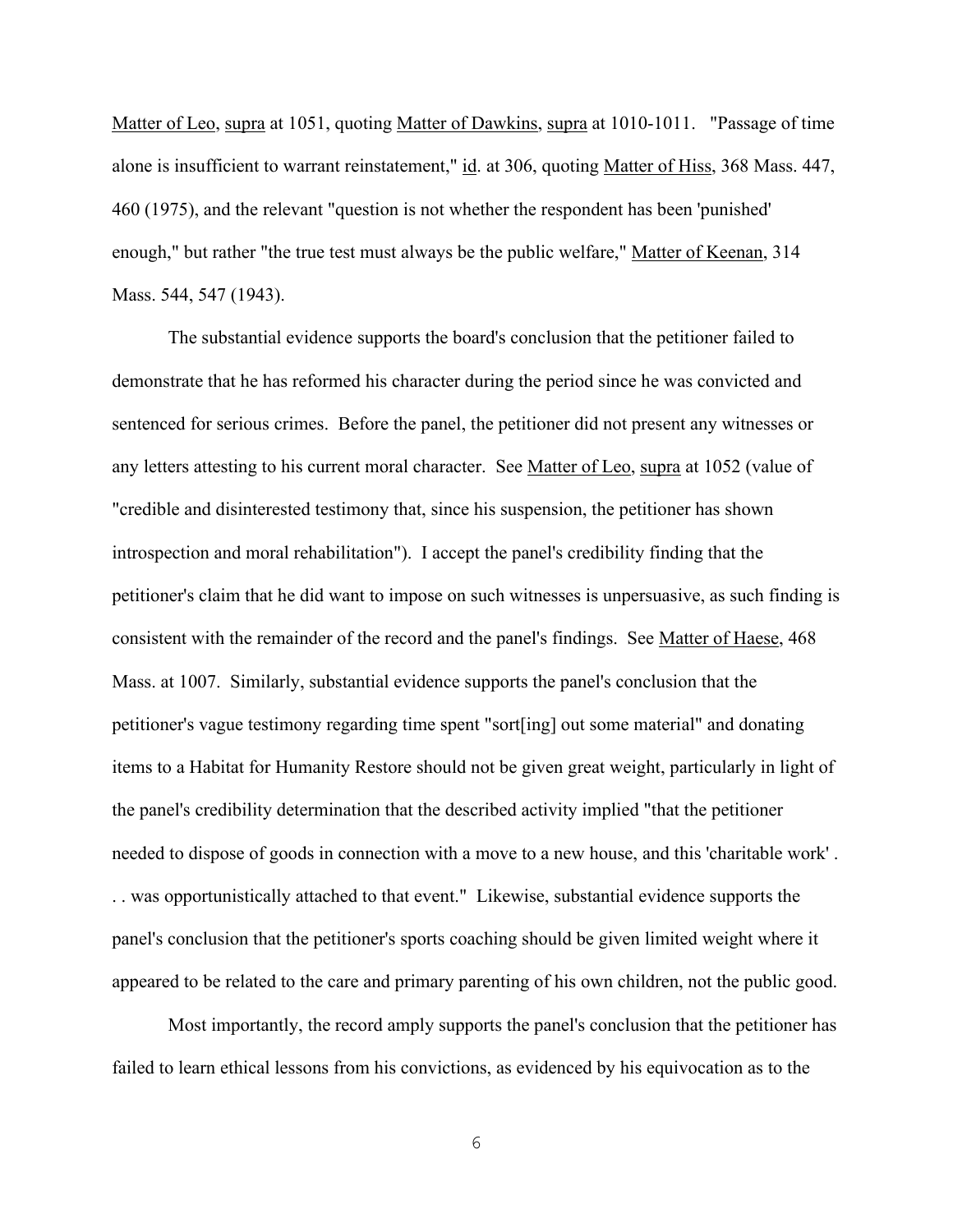Matter of Leo, supra at 1051, quoting Matter of Dawkins, supra at 1010-1011. "Passage of time alone is insufficient to warrant reinstatement," id. at 306, quoting Matter of Hiss, 368 Mass. 447, 460 (1975), and the relevant "question is not whether the respondent has been 'punished' enough," but rather "the true test must always be the public welfare," Matter of Keenan, 314 Mass. 544, 547 (1943).

The substantial evidence supports the board's conclusion that the petitioner failed to demonstrate that he has reformed his character during the period since he was convicted and sentenced for serious crimes. Before the panel, the petitioner did not present any witnesses or any letters attesting to his current moral character. See Matter of Leo, supra at 1052 (value of "credible and disinterested testimony that, since his suspension, the petitioner has shown introspection and moral rehabilitation"). I accept the panel's credibility finding that the petitioner's claim that he did want to impose on such witnesses is unpersuasive, as such finding is consistent with the remainder of the record and the panel's findings. See Matter of Haese, 468 Mass. at 1007. Similarly, substantial evidence supports the panel's conclusion that the petitioner's vague testimony regarding time spent "sort[ing] out some material" and donating items to a Habitat for Humanity Restore should not be given great weight, particularly in light of the panel's credibility determination that the described activity implied "that the petitioner needed to dispose of goods in connection with a move to a new house, and this 'charitable work' . . . was opportunistically attached to that event." Likewise, substantial evidence supports the panel's conclusion that the petitioner's sports coaching should be given limited weight where it appeared to be related to the care and primary parenting of his own children, not the public good.

Most importantly, the record amply supports the panel's conclusion that the petitioner has failed to learn ethical lessons from his convictions, as evidenced by his equivocation as to the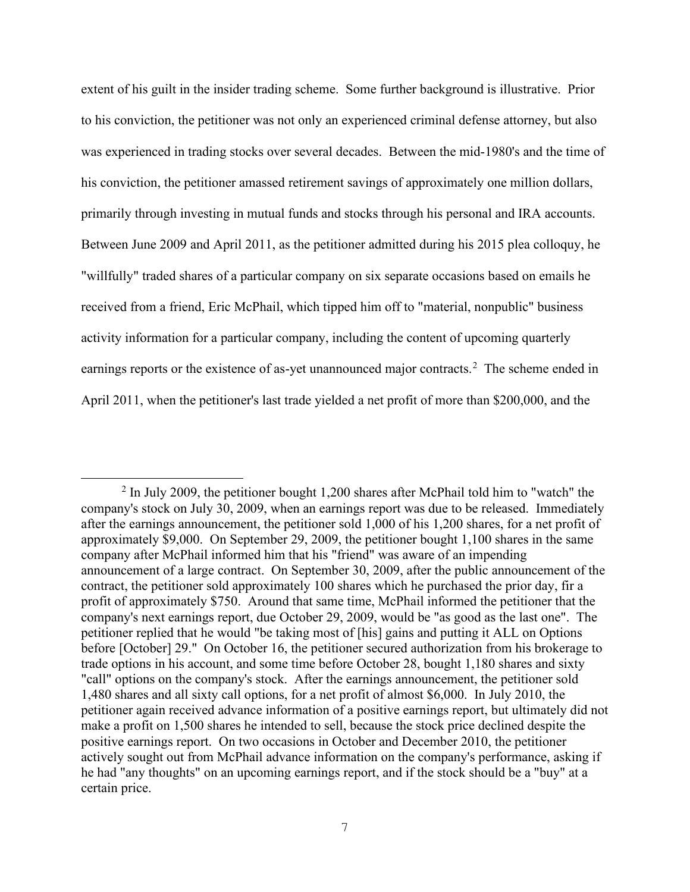extent of his guilt in the insider trading scheme. Some further background is illustrative. Prior to his conviction, the petitioner was not only an experienced criminal defense attorney, but also was experienced in trading stocks over several decades. Between the mid-1980's and the time of his conviction, the petitioner amassed retirement savings of approximately one million dollars, primarily through investing in mutual funds and stocks through his personal and IRA accounts. Between June 2009 and April 2011, as the petitioner admitted during his 2015 plea colloquy, he "willfully" traded shares of a particular company on six separate occasions based on emails he received from a friend, Eric McPhail, which tipped him off to "material, nonpublic" business activity information for a particular company, including the content of upcoming quarterly earnings reports or the existence of as-yet unannounced major contracts.[2] The scheme ended in April 2011, when the petitioner's last trade yielded a net profit of more than $200,000, and the

---

[2] In July 2009, the petitioner bought 1,200 shares after McPhail told him to "watch" the company's stock on July 30, 2009, when an earnings report was due to be released. Immediately after the earnings announcement, the petitioner sold 1,000 of his 1,200 shares, for a net profit of approximately $9,000. On September 29, 2009, the petitioner bought 1,100 shares in the same company after McPhail informed him that his "friend" was aware of an impending announcement of a large contract. On September 30, 2009, after the public announcement of the contract, the petitioner sold approximately 100 shares which he purchased the prior day, fir a profit of approximately $750. Around that same time, McPhail informed the petitioner that the company's next earnings report, due October 29, 2009, would be "as good as the last one". The petitioner replied that he would "be taking most of [his] gains and putting it ALL on Options before [October] 29." On October 16, the petitioner secured authorization from his brokerage to trade options in his account, and some time before October 28, bought 1,180 shares and sixty "call" options on the company's stock. After the earnings announcement, the petitioner sold 1,480 shares and all sixty call options, for a net profit of almost $6,000. In July 2010, the petitioner again received advance information of a positive earnings report, but ultimately did not make a profit on 1,500 shares he intended to sell, because the stock price declined despite the positive earnings report. On two occasions in October and December 2010, the petitioner actively sought out from McPhail advance information on the company's performance, asking if he had "any thoughts" on an upcoming earnings report, and if the stock should be a "buy" at a certain price.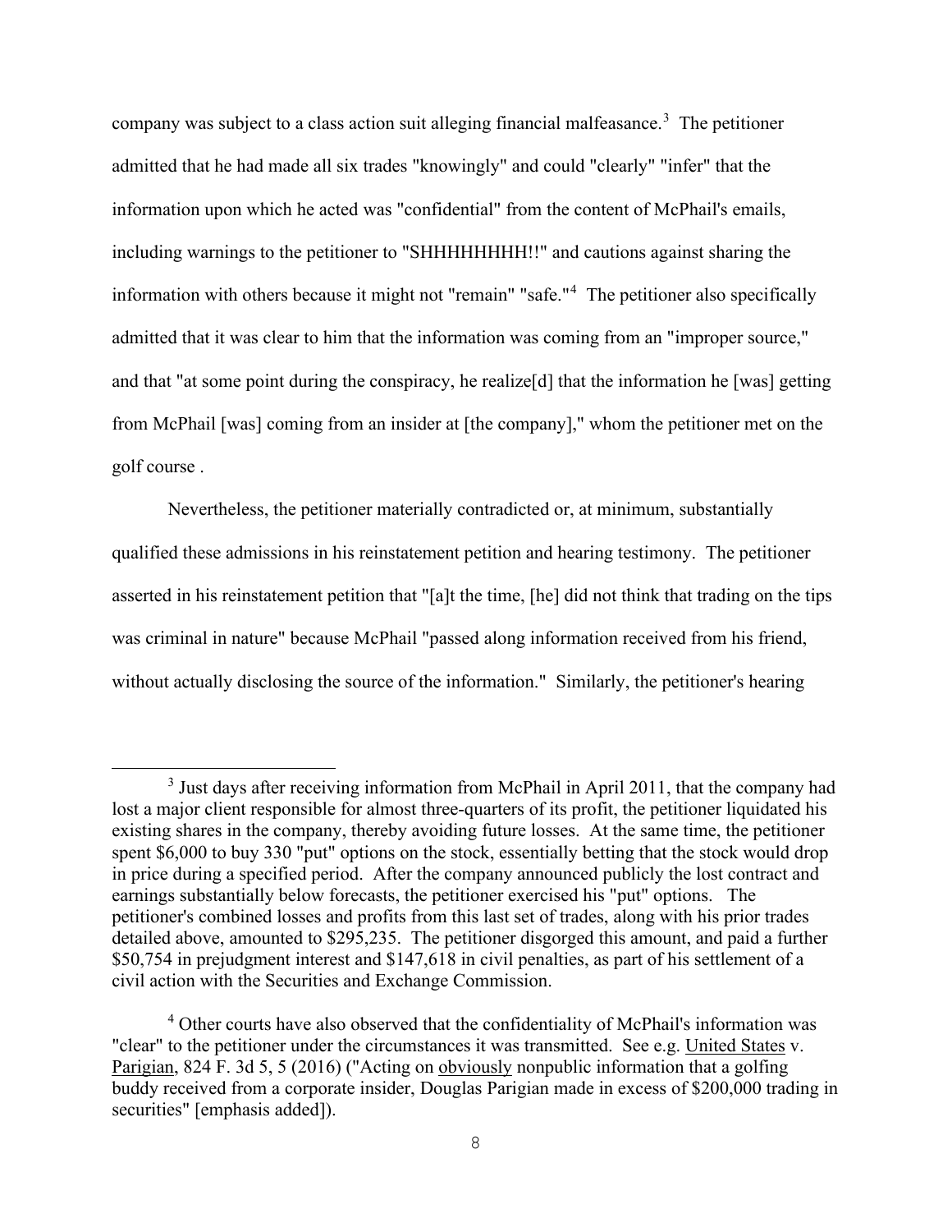company was subject to a class action suit alleging financial malfeasance.[3] The petitioner admitted that he had made all six trades "knowingly" and could "clearly" "infer" that the information upon which he acted was "confidential" from the content of McPhail's emails, including warnings to the petitioner to "SHHHHHHHH!!" and cautions against sharing the information with others because it might not "remain" "safe."[4] The petitioner also specifically admitted that it was clear to him that the information was coming from an "improper source," and that "at some point during the conspiracy, he realize[d] that the information he [was] getting from McPhail [was] coming from an insider at [the company]," whom the petitioner met on the golf course .

Nevertheless, the petitioner materially contradicted or, at minimum, substantially qualified these admissions in his reinstatement petition and hearing testimony. The petitioner asserted in his reinstatement petition that "[a]t the time, [he] did not think that trading on the tips was criminal in nature" because McPhail "passed along information received from his friend, without actually disclosing the source of the information." Similarly, the petitioner's hearing

---

[3] Just days after receiving information from McPhail in April 2011, that the company had lost a major client responsible for almost three-quarters of its profit, the petitioner liquidated his existing shares in the company, thereby avoiding future losses. At the same time, the petitioner spent $6,000 to buy 330 "put" options on the stock, essentially betting that the stock would drop in price during a specified period. After the company announced publicly the lost contract and earnings substantially below forecasts, the petitioner exercised his "put" options. The petitioner's combined losses and profits from this last set of trades, along with his prior trades detailed above, amounted to $295,235. The petitioner disgorged this amount, and paid a further $50,754 in prejudgment interest and $147,618 in civil penalties, as part of his settlement of a civil action with the Securities and Exchange Commission.

[4] Other courts have also observed that the confidentiality of McPhail's information was "clear" to the petitioner under the circumstances it was transmitted. See e.g. United States v. Parigian, 824 F. 3d 5, 5 (2016) ("Acting on obviously nonpublic information that a golfing buddy received from a corporate insider, Douglas Parigian made in excess of $200,000 trading in securities" [emphasis added]).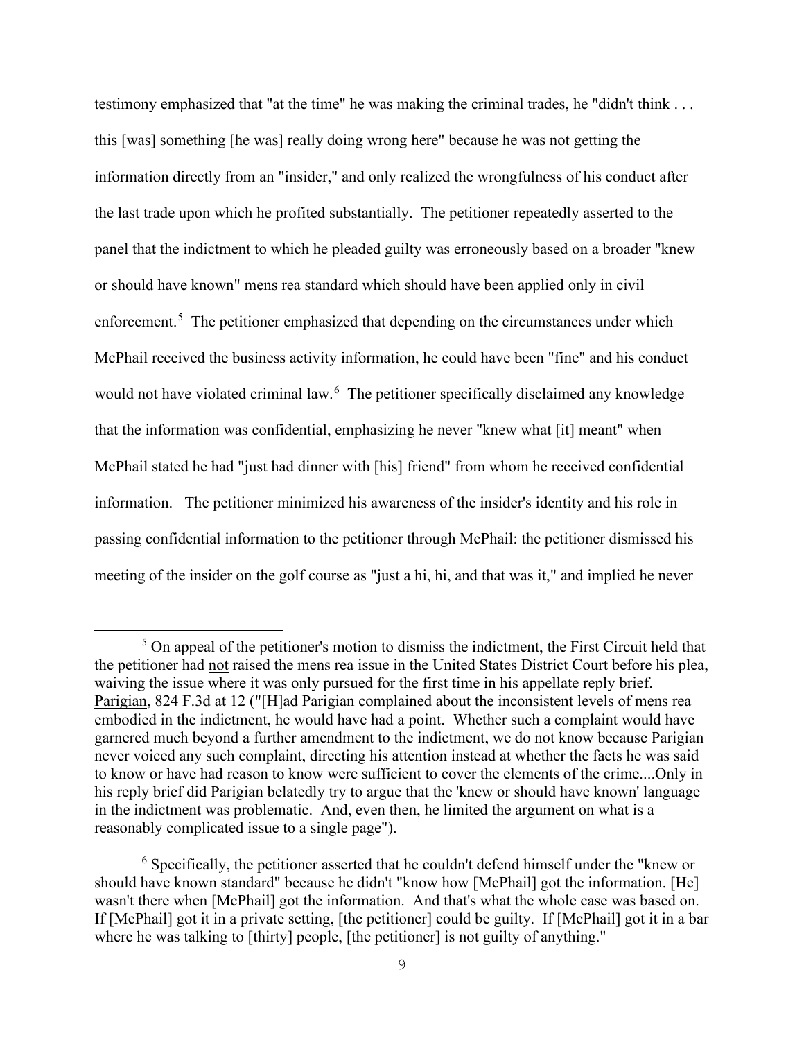testimony emphasized that "at the time" he was making the criminal trades, he "didn't think . . . this [was] something [he was] really doing wrong here" because he was not getting the information directly from an "insider," and only realized the wrongfulness of his conduct after the last trade upon which he profited substantially. The petitioner repeatedly asserted to the panel that the indictment to which he pleaded guilty was erroneously based on a broader "knew or should have known" mens rea standard which should have been applied only in civil enforcement.[5] The petitioner emphasized that depending on the circumstances under which McPhail received the business activity information, he could have been "fine" and his conduct would not have violated criminal law.[6] The petitioner specifically disclaimed any knowledge that the information was confidential, emphasizing he never "knew what [it] meant" when McPhail stated he had "just had dinner with [his] friend" from whom he received confidential information. The petitioner minimized his awareness of the insider's identity and his role in passing confidential information to the petitioner through McPhail: the petitioner dismissed his meeting of the insider on the golf course as "just a hi, hi, and that was it," and implied he never

---

[5] On appeal of the petitioner's motion to dismiss the indictment, the First Circuit held that the petitioner had not raised the mens rea issue in the United States District Court before his plea, waiving the issue where it was only pursued for the first time in his appellate reply brief. Parigian, 824 F.3d at 12 ("[H]ad Parigian complained about the inconsistent levels of mens rea embodied in the indictment, he would have had a point. Whether such a complaint would have garnered much beyond a further amendment to the indictment, we do not know because Parigian never voiced any such complaint, directing his attention instead at whether the facts he was said to know or have had reason to know were sufficient to cover the elements of the crime....Only in his reply brief did Parigian belatedly try to argue that the 'knew or should have known' language in the indictment was problematic. And, even then, he limited the argument on what is a reasonably complicated issue to a single page").

[6] Specifically, the petitioner asserted that he couldn't defend himself under the "knew or should have known standard" because he didn't "know how [McPhail] got the information. [He] wasn't there when [McPhail] got the information. And that's what the whole case was based on. If [McPhail] got it in a private setting, [the petitioner] could be guilty. If [McPhail] got it in a bar where he was talking to [thirty] people, [the petitioner] is not guilty of anything."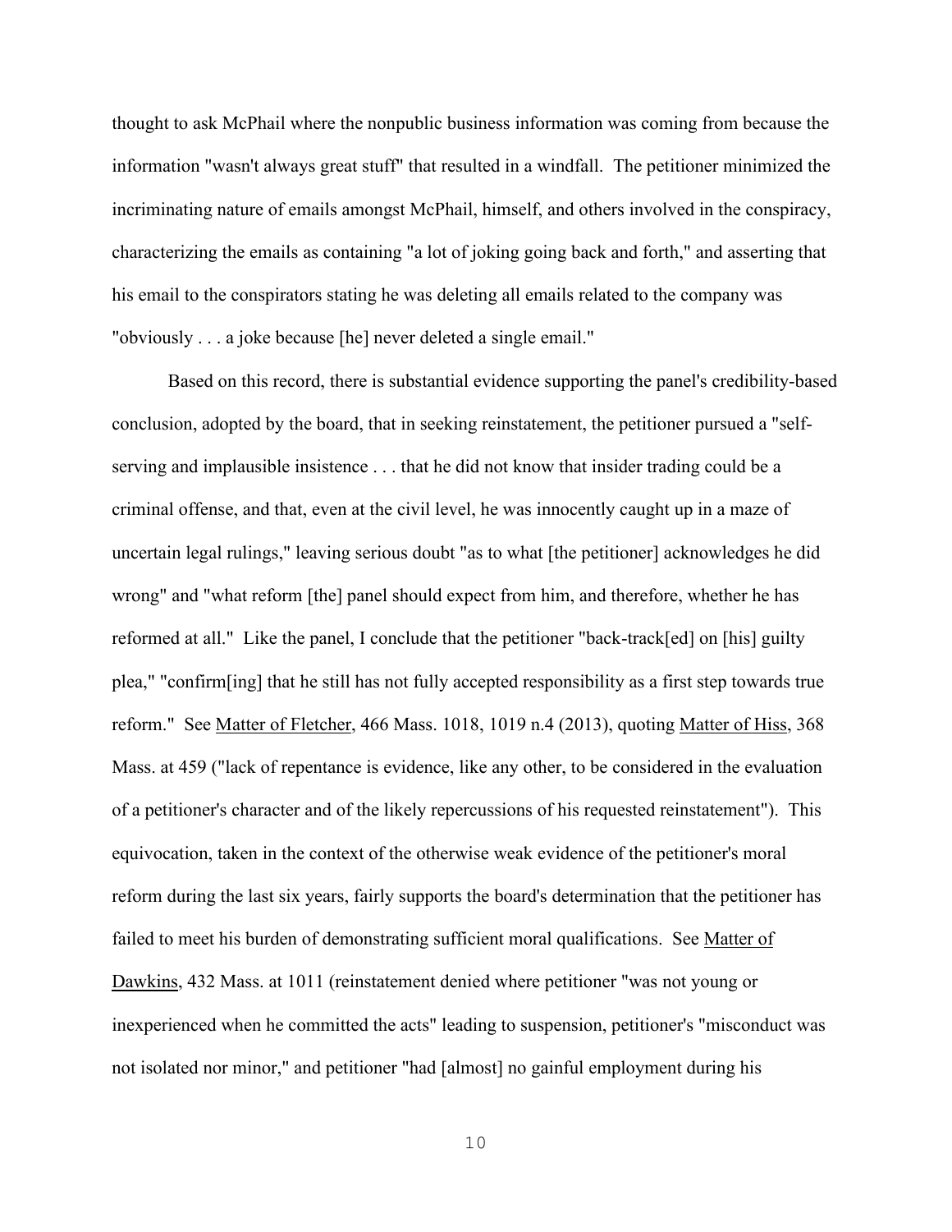thought to ask McPhail where the nonpublic business information was coming from because the information "wasn't always great stuff" that resulted in a windfall. The petitioner minimized the incriminating nature of emails amongst McPhail, himself, and others involved in the conspiracy, characterizing the emails as containing "a lot of joking going back and forth," and asserting that his email to the conspirators stating he was deleting all emails related to the company was "obviously . . . a joke because [he] never deleted a single email."

Based on this record, there is substantial evidence supporting the panel's credibility-based conclusion, adopted by the board, that in seeking reinstatement, the petitioner pursued a "self-serving and implausible insistence . . . that he did not know that insider trading could be a criminal offense, and that, even at the civil level, he was innocently caught up in a maze of uncertain legal rulings," leaving serious doubt "as to what [the petitioner] acknowledges he did wrong" and "what reform [the] panel should expect from him, and therefore, whether he has reformed at all." Like the panel, I conclude that the petitioner "back-track[ed] on [his] guilty plea," "confirm[ing] that he still has not fully accepted responsibility as a first step towards true reform." See Matter of Fletcher, 466 Mass. 1018, 1019 n.4 (2013), quoting Matter of Hiss, 368 Mass. at 459 ("lack of repentance is evidence, like any other, to be considered in the evaluation of a petitioner's character and of the likely repercussions of his requested reinstatement"). This equivocation, taken in the context of the otherwise weak evidence of the petitioner's moral reform during the last six years, fairly supports the board's determination that the petitioner has failed to meet his burden of demonstrating sufficient moral qualifications. See Matter of Dawkins, 432 Mass. at 1011 (reinstatement denied where petitioner "was not young or inexperienced when he committed the acts" leading to suspension, petitioner's "misconduct was not isolated nor minor," and petitioner "had [almost] no gainful employment during his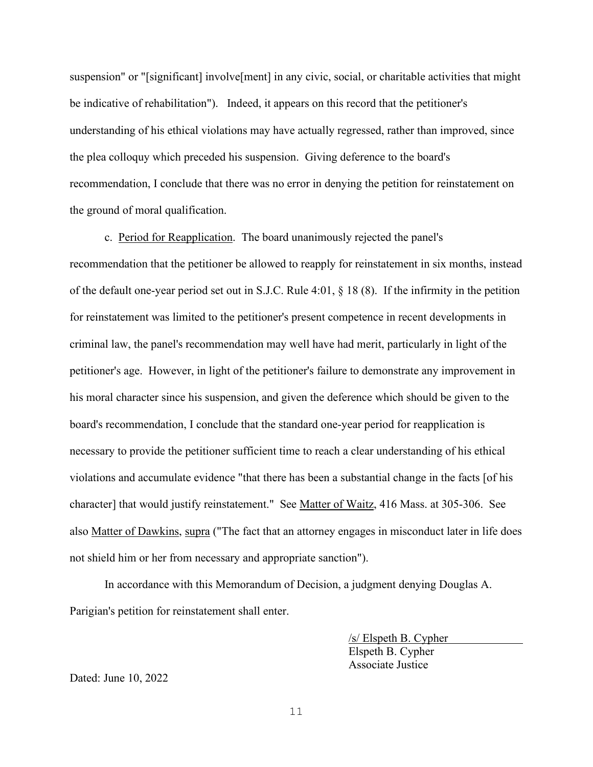suspension" or "[significant] involve[ment] in any civic, social, or charitable activities that might be indicative of rehabilitation"). Indeed, it appears on this record that the petitioner's understanding of his ethical violations may have actually regressed, rather than improved, since the plea colloquy which preceded his suspension. Giving deference to the board's recommendation, I conclude that there was no error in denying the petition for reinstatement on the ground of moral qualification.

c. Period for Reapplication. The board unanimously rejected the panel's recommendation that the petitioner be allowed to reapply for reinstatement in six months, instead of the default one-year period set out in S.J.C. Rule 4:01, § 18 (8). If the infirmity in the petition for reinstatement was limited to the petitioner's present competence in recent developments in criminal law, the panel's recommendation may well have had merit, particularly in light of the petitioner's age. However, in light of the petitioner's failure to demonstrate any improvement in his moral character since his suspension, and given the deference which should be given to the board's recommendation, I conclude that the standard one-year period for reapplication is necessary to provide the petitioner sufficient time to reach a clear understanding of his ethical violations and accumulate evidence "that there has been a substantial change in the facts [of his character] that would justify reinstatement." See Matter of Waitz, 416 Mass. at 305-306. See also Matter of Dawkins, supra ("The fact that an attorney engages in misconduct later in life does not shield him or her from necessary and appropriate sanction").

In accordance with this Memorandum of Decision, a judgment denying Douglas A. Parigian's petition for reinstatement shall enter.

/s/ Elspeth B. Cypher
Elspeth B. Cypher
Associate Justice

Dated: June 10, 2022